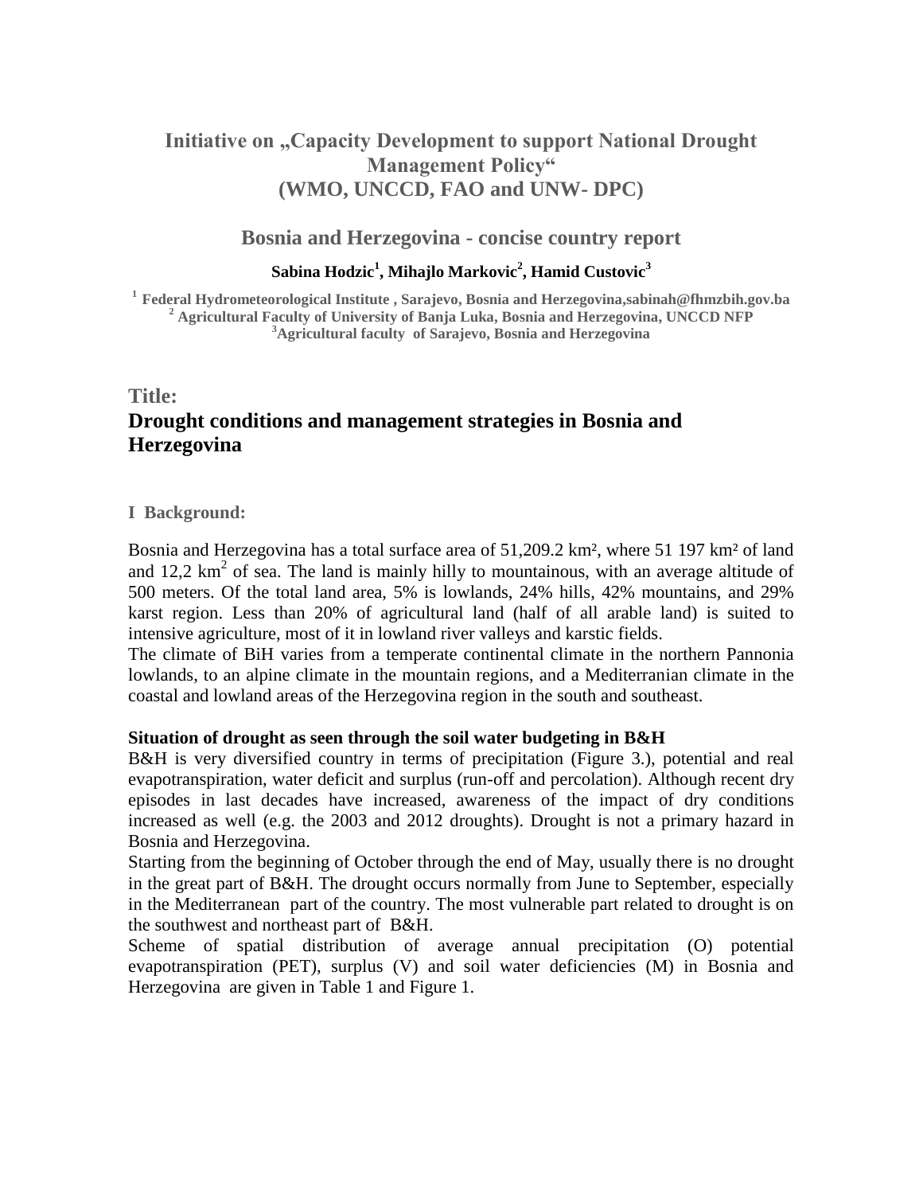# Initiative on „Capacity Development to support National Drought Management Policy“ (WMO, UNCCD, FAO and UNW- DPC)

## Bosnia and Herzegovina - concise country report

**Sabina Hodzic[1], Mihajlo Markovic[2], Hamid Custovic[3]**

[1] Federal Hydrometeorological Institute , Sarajevo, Bosnia and Herzegovina,sabinah@fhmzbih.gov.ba
[2] Agricultural Faculty of University of Banja Luka, Bosnia and Herzegovina, UNCCD NFP
[3] Agricultural faculty of Sarajevo, Bosnia and Herzegovina

## Title:
## Drought conditions and management strategies in Bosnia and Herzegovina

### I Background:

Bosnia and Herzegovina has a total surface area of 51,209.2 km², where 51 197 km² of land and 12,2 km$^2$ of sea. The land is mainly hilly to mountainous, with an average altitude of 500 meters. Of the total land area, 5% is lowlands, 24% hills, 42% mountains, and 29% karst region. Less than 20% of agricultural land (half of all arable land) is suited to intensive agriculture, most of it in lowland river valleys and karstic fields.
The climate of BiH varies from a temperate continental climate in the northern Pannonia lowlands, to an alpine climate in the mountain regions, and a Mediterranian climate in the coastal and lowland areas of the Herzegovina region in the south and southeast.

**Situation of drought as seen through the soil water budgeting in B&H**
B&H is very diversified country in terms of precipitation (Figure 3.), potential and real evapotranspiration, water deficit and surplus (run-off and percolation). Although recent dry episodes in last decades have increased, awareness of the impact of dry conditions increased as well (e.g. the 2003 and 2012 droughts). Drought is not a primary hazard in Bosnia and Herzegovina.
Starting from the beginning of October through the end of May, usually there is no drought in the great part of B&H. The drought occurs normally from June to September, especially in the Mediterranean part of the country. The most vulnerable part related to drought is on the southwest and northeast part of B&H.
Scheme of spatial distribution of average annual precipitation (O) potential evapotranspiration (PET), surplus (V) and soil water deficiencies (M) in Bosnia and Herzegovina are given in Table 1 and Figure 1.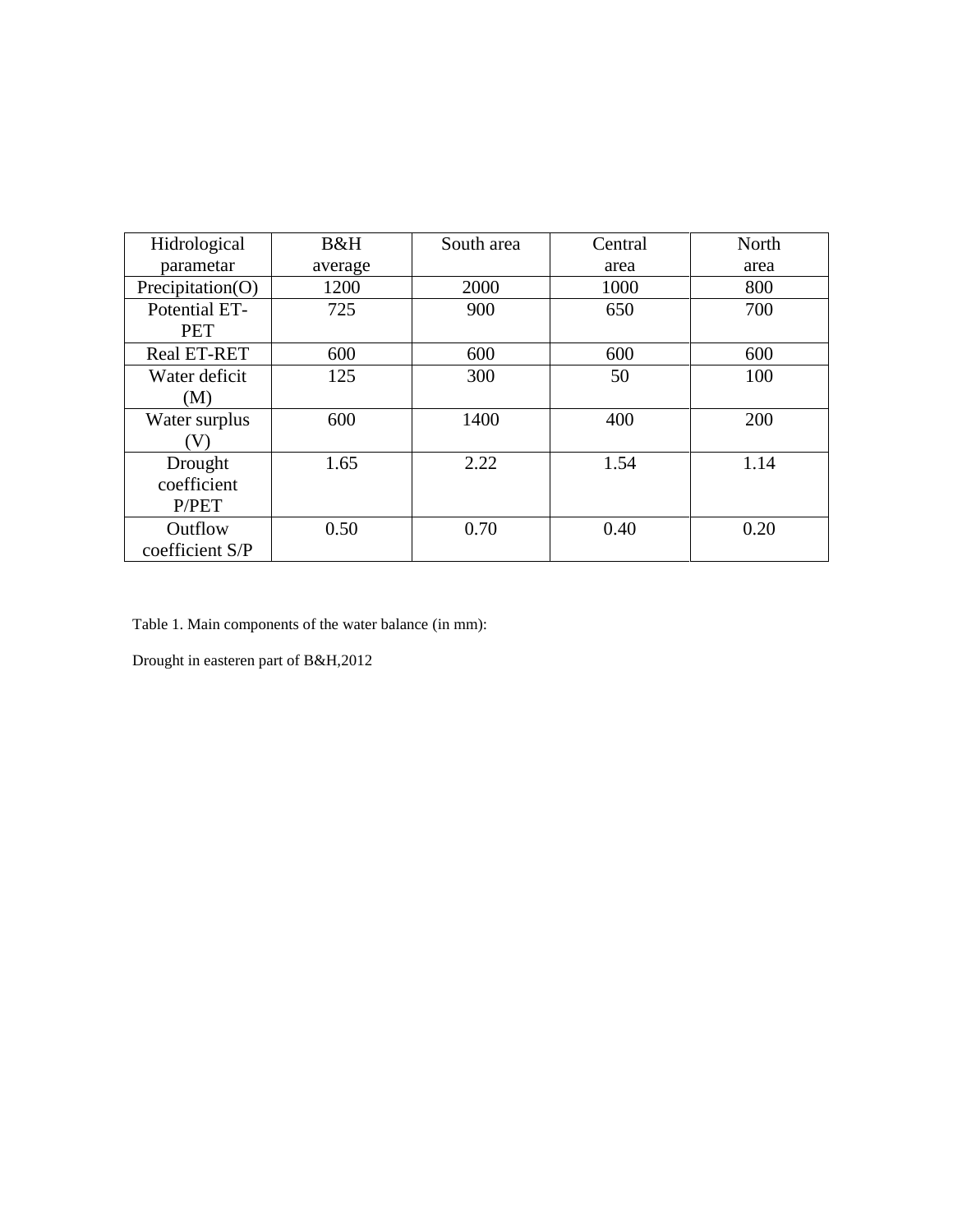| Hidrological parametar | B&H average | South area | Central area | North area |
| --- | --- | --- | --- | --- |
| Precipitation(O) | 1200 | 2000 | 1000 | 800 |
| Potential ET-PET | 725 | 900 | 650 | 700 |
| Real ET-RET | 600 | 600 | 600 | 600 |
| Water deficit (M) | 125 | 300 | 50 | 100 |
| Water surplus (V) | 600 | 1400 | 400 | 200 |
| Drought coefficient P/PET | 1.65 | 2.22 | 1.54 | 1.14 |
| Outflow coefficient S/P | 0.50 | 0.70 | 0.40 | 0.20 |

Table 1. Main components of the water balance (in mm):

Drought in easteren part of B&H,2012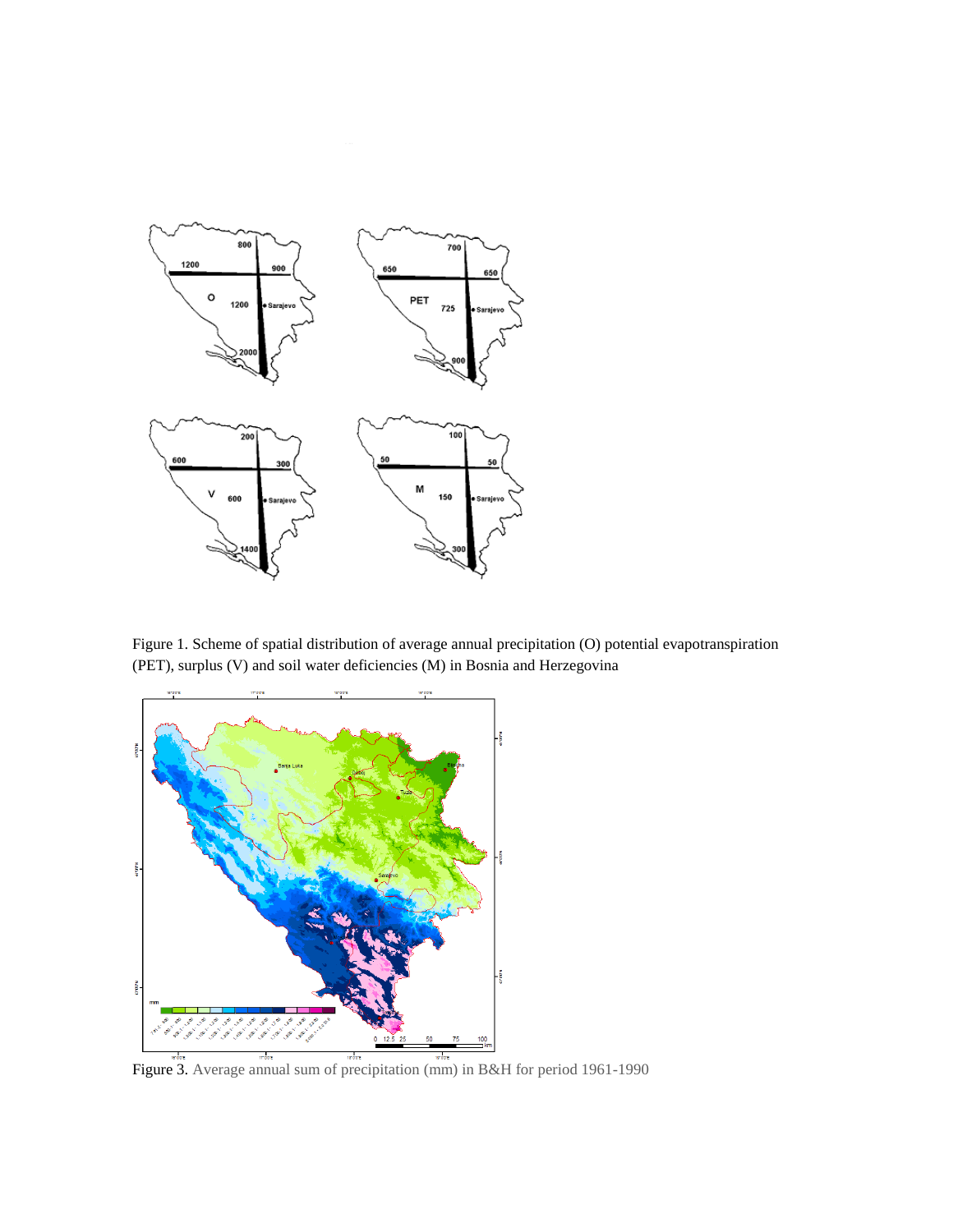Figure 1. Scheme of spatial distribution of average annual precipitation (O) potential evapotranspiration (PET), surplus (V) and soil water deficiencies (M) in Bosnia and Herzegovina

Figure 3. Average annual sum of precipitation (mm) in B&H for period 1961-1990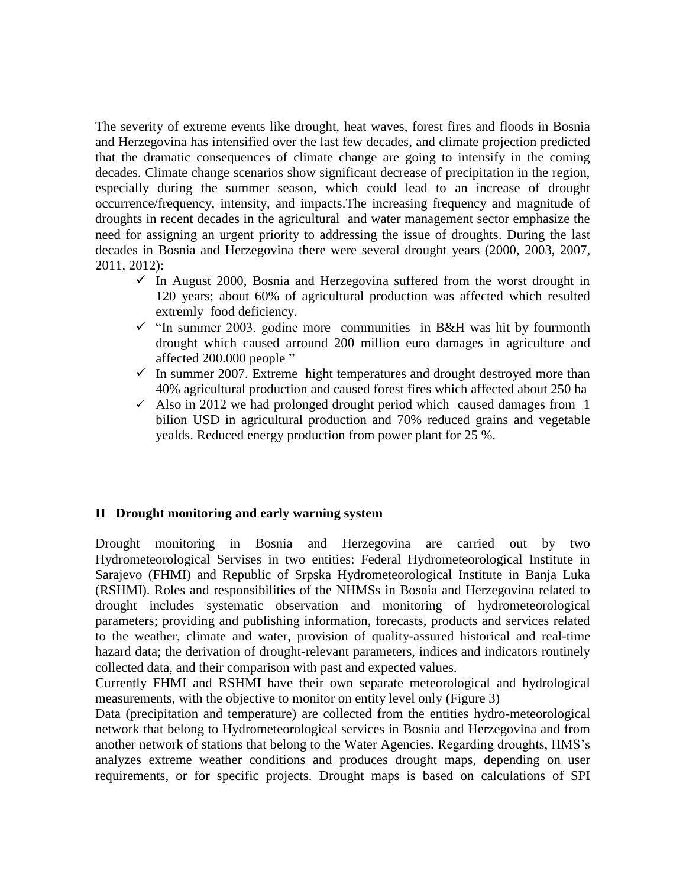The severity of extreme events like drought, heat waves, forest fires and floods in Bosnia and Herzegovina has intensified over the last few decades, and climate projection predicted that the dramatic consequences of climate change are going to intensify in the coming decades. Climate change scenarios show significant decrease of precipitation in the region, especially during the summer season, which could lead to an increase of drought occurrence/frequency, intensity, and impacts.The increasing frequency and magnitude of droughts in recent decades in the agricultural and water management sector emphasize the need for assigning an urgent priority to addressing the issue of droughts. During the last decades in Bosnia and Herzegovina there were several drought years (2000, 2003, 2007, 2011, 2012):

- ✓ In August 2000, Bosnia and Herzegovina suffered from the worst drought in 120 years; about 60% of agricultural production was affected which resulted extremly food deficiency.
- ✓ "In summer 2003. godine more communities in B&H was hit by fourmonth drought which caused arround 200 million euro damages in agriculture and affected 200.000 people "
- ✓ In summer 2007. Extreme hight temperatures and drought destroyed more than 40% agricultural production and caused forest fires which affected about 250 ha
- ✓ Also in 2012 we had prolonged drought period which caused damages from 1 bilion USD in agricultural production and 70% reduced grains and vegetable yealds. Reduced energy production from power plant for 25 %.

## II Drought monitoring and early warning system

Drought monitoring in Bosnia and Herzegovina are carried out by two Hydrometeorological Servises in two entities: Federal Hydrometeorological Institute in Sarajevo (FHMI) and Republic of Srpska Hydrometeorological Institute in Banja Luka (RSHMI). Roles and responsibilities of the NHMSs in Bosnia and Herzegovina related to drought includes systematic observation and monitoring of hydrometeorological parameters; providing and publishing information, forecasts, products and services related to the weather, climate and water, provision of quality-assured historical and real-time hazard data; the derivation of drought-relevant parameters, indices and indicators routinely collected data, and their comparison with past and expected values.

Currently FHMI and RSHMI have their own separate meteorological and hydrological measurements, with the objective to monitor on entity level only (Figure 3)

Data (precipitation and temperature) are collected from the entities hydro-meteorological network that belong to Hydrometeorological services in Bosnia and Herzegovina and from another network of stations that belong to the Water Agencies. Regarding droughts, HMS's analyzes extreme weather conditions and produces drought maps, depending on user requirements, or for specific projects. Drought maps is based on calculations of SPI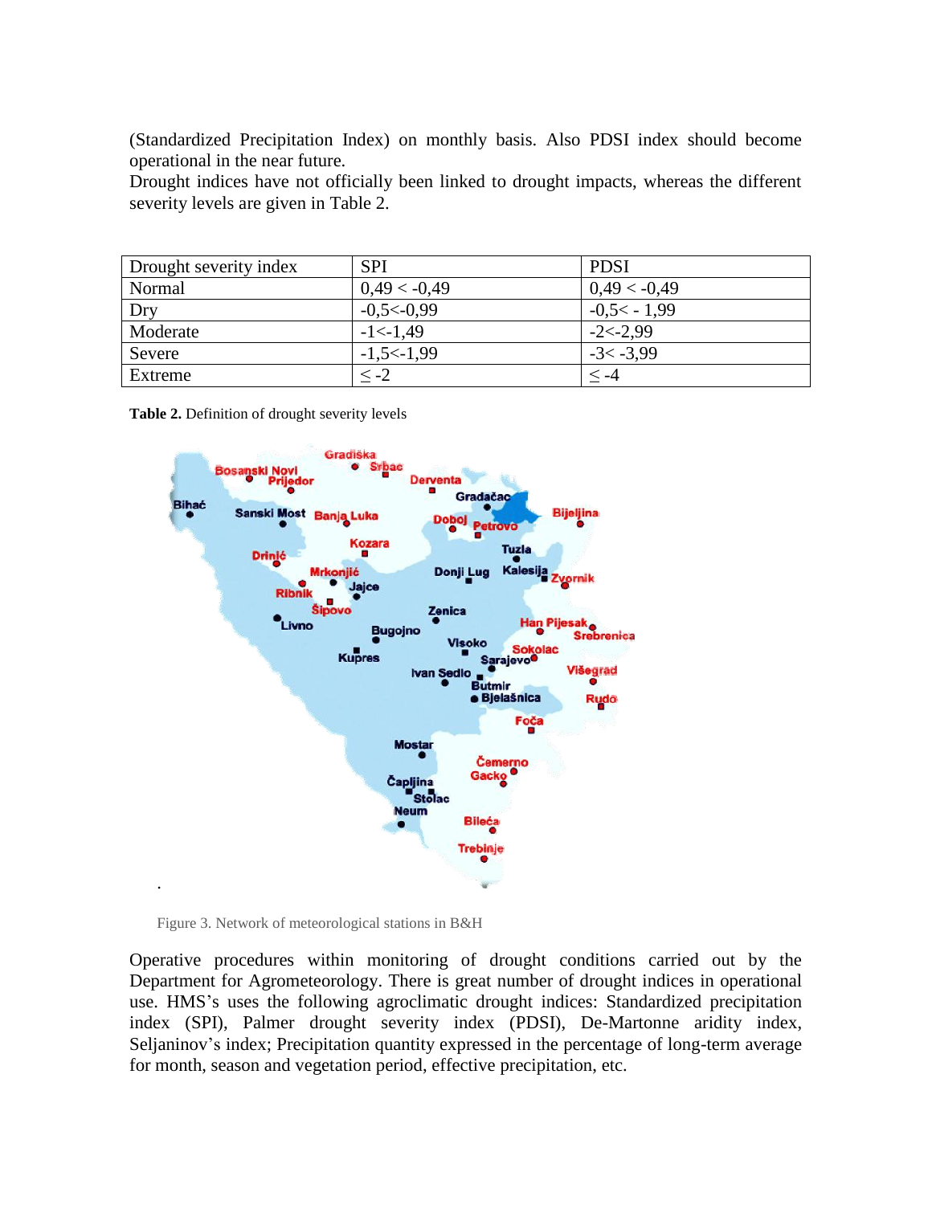(Standardized Precipitation Index) on monthly basis. Also PDSI index should become operational in the near future.

Drought indices have not officially been linked to drought impacts, whereas the different severity levels are given in Table 2.

| Drought severity index | SPI | PDSI |
|---|---|---|
| Normal | 0,49 < -0,49 | 0,49 < -0,49 |
| Dry | -0,5<-0,99 | -0,5< - 1,99 |
| Moderate | -1<-1,49 | -2<-2,99 |
| Severe | -1,5<-1,99 | -3< -3,99 |
| Extreme | ≤ -2 | ≤ -4 |

**Table 2.** Definition of drought severity levels

Figure 3. Network of meteorological stations in B&H

Operative procedures within monitoring of drought conditions carried out by the Department for Agrometeorology. There is great number of drought indices in operational use. HMS's uses the following agroclimatic drought indices: Standardized precipitation index (SPI), Palmer drought severity index (PDSI), De-Martonne aridity index, Seljaninov's index; Precipitation quantity expressed in the percentage of long-term average for month, season and vegetation period, effective precipitation, etc.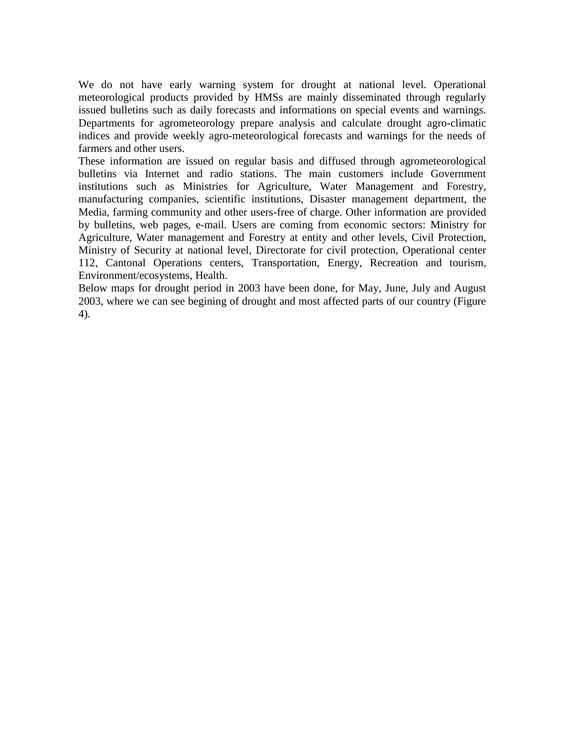We do not have early warning system for drought at national level. Operational meteorological products provided by HMSs are mainly disseminated through regularly issued bulletins such as daily forecasts and informations on special events and warnings. Departments for agrometeorology prepare analysis and calculate drought agro-climatic indices and provide weekly agro-meteorological forecasts and warnings for the needs of farmers and other users.

These information are issued on regular basis and diffused through agrometeorological bulletins via Internet and radio stations. The main customers include Government institutions such as Ministries for Agriculture, Water Management and Forestry, manufacturing companies, scientific institutions, Disaster management department, the Media, farming community and other users-free of charge. Other information are provided by bulletins, web pages, e-mail. Users are coming from economic sectors: Ministry for Agriculture, Water management and Forestry at entity and other levels, Civil Protection, Ministry of Security at national level, Directorate for civil protection, Operational center 112, Cantonal Operations centers, Transportation, Energy, Recreation and tourism, Environment/ecosystems, Health.

Below maps for drought period in 2003 have been done, for May, June, July and August 2003, where we can see begining of drought and most affected parts of our country (Figure 4).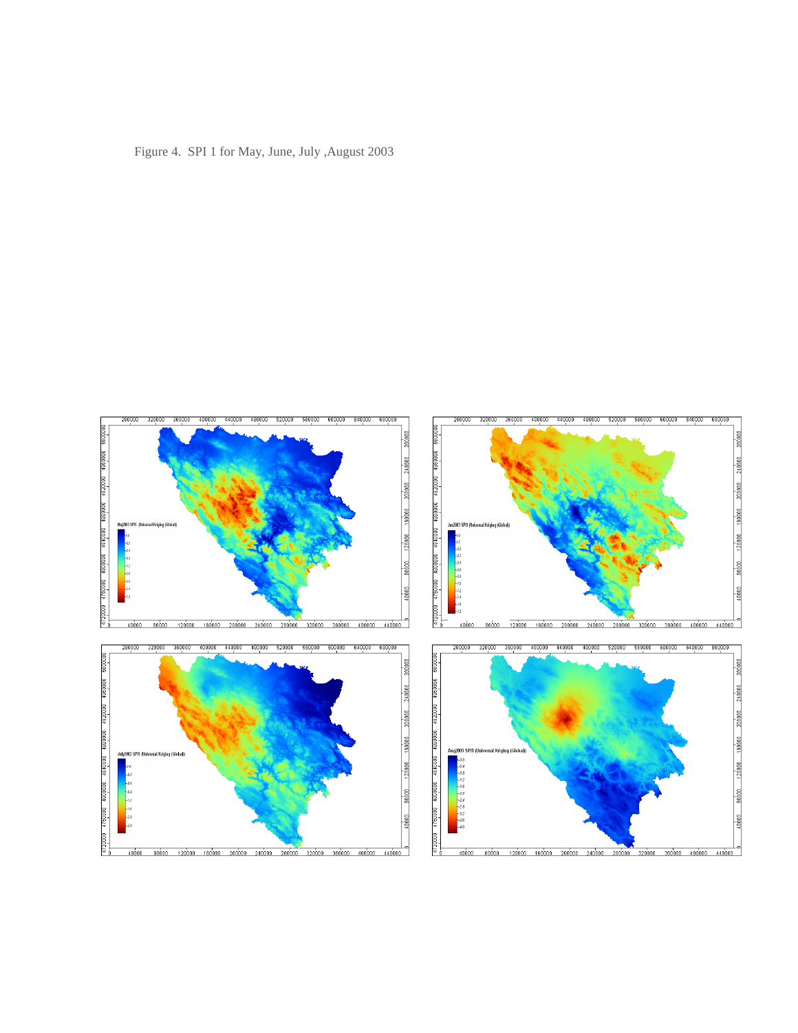Figure 4.  SPI 1 for May, June, July ,August 2003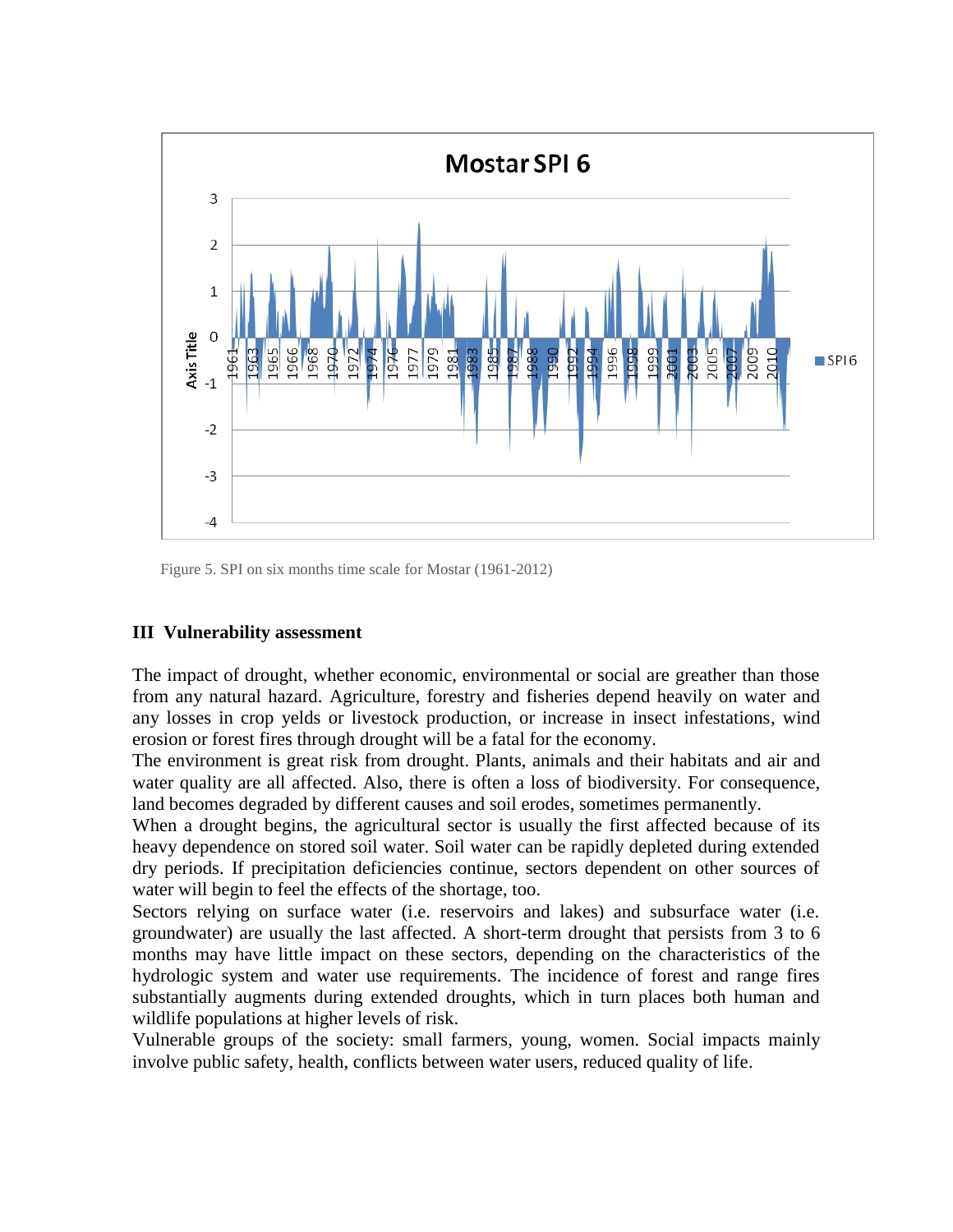Figure 5. SPI on six months time scale for Mostar (1961-2012)

## III Vulnerability assessment

The impact of drought, whether economic, environmental or social are greather than those from any natural hazard. Agriculture, forestry and fisheries depend heavily on water and any losses in crop yelds or livestock production, or increase in insect infestations, wind erosion or forest fires through drought will be a fatal for the economy.

The environment is great risk from drought. Plants, animals and their habitats and air and water quality are all affected. Also, there is often a loss of biodiversity. For consequence, land becomes degraded by different causes and soil erodes, sometimes permanently.

When a drought begins, the agricultural sector is usually the first affected because of its heavy dependence on stored soil water. Soil water can be rapidly depleted during extended dry periods. If precipitation deficiencies continue, sectors dependent on other sources of water will begin to feel the effects of the shortage, too.

Sectors relying on surface water (i.e. reservoirs and lakes) and subsurface water (i.e. groundwater) are usually the last affected. A short-term drought that persists from 3 to 6 months may have little impact on these sectors, depending on the characteristics of the hydrologic system and water use requirements. The incidence of forest and range fires substantially augments during extended droughts, which in turn places both human and wildlife populations at higher levels of risk.

Vulnerable groups of the society: small farmers, young, women. Social impacts mainly involve public safety, health, conflicts between water users, reduced quality of life.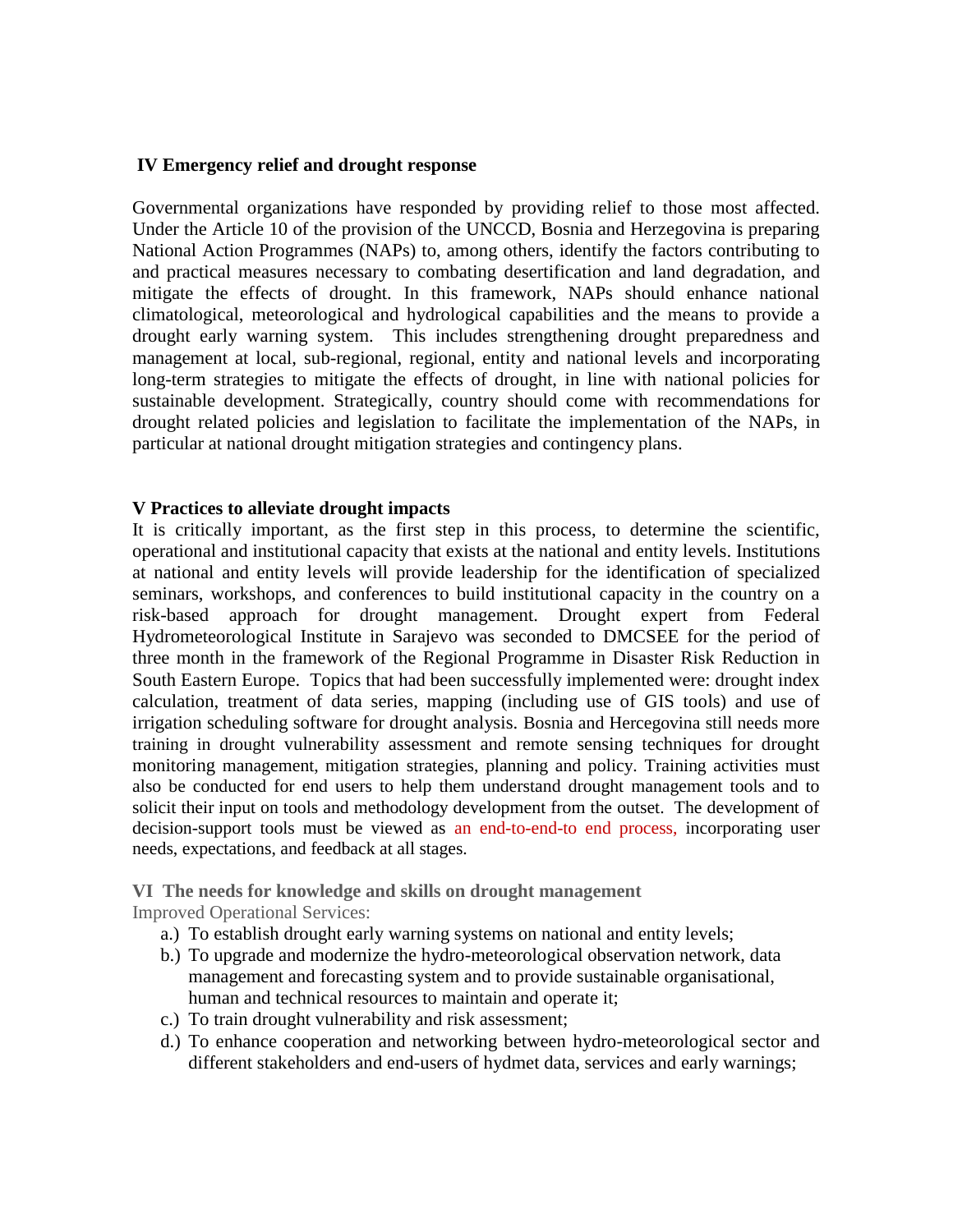## IV Emergency relief and drought response

Governmental organizations have responded by providing relief to those most affected. Under the Article 10 of the provision of the UNCCD, Bosnia and Herzegovina is preparing National Action Programmes (NAPs) to, among others, identify the factors contributing to and practical measures necessary to combating desertification and land degradation, and mitigate the effects of drought. In this framework, NAPs should enhance national climatological, meteorological and hydrological capabilities and the means to provide a drought early warning system. This includes strengthening drought preparedness and management at local, sub-regional, regional, entity and national levels and incorporating long-term strategies to mitigate the effects of drought, in line with national policies for sustainable development. Strategically, country should come with recommendations for drought related policies and legislation to facilitate the implementation of the NAPs, in particular at national drought mitigation strategies and contingency plans.

## V Practices to alleviate drought impacts

It is critically important, as the first step in this process, to determine the scientific, operational and institutional capacity that exists at the national and entity levels. Institutions at national and entity levels will provide leadership for the identification of specialized seminars, workshops, and conferences to build institutional capacity in the country on a risk-based approach for drought management. Drought expert from Federal Hydrometeorological Institute in Sarajevo was seconded to DMCSEE for the period of three month in the framework of the Regional Programme in Disaster Risk Reduction in South Eastern Europe. Topics that had been successfully implemented were: drought index calculation, treatment of data series, mapping (including use of GIS tools) and use of irrigation scheduling software for drought analysis. Bosnia and Hercegovina still needs more training in drought vulnerability assessment and remote sensing techniques for drought monitoring management, mitigation strategies, planning and policy. Training activities must also be conducted for end users to help them understand drought management tools and to solicit their input on tools and methodology development from the outset. The development of decision-support tools must be viewed as an end-to-end-to end process, incorporating user needs, expectations, and feedback at all stages.

## VI The needs for knowledge and skills on drought management

Improved Operational Services:

a.) To establish drought early warning systems on national and entity levels;

b.) To upgrade and modernize the hydro-meteorological observation network, data management and forecasting system and to provide sustainable organisational, human and technical resources to maintain and operate it;

c.) To train drought vulnerability and risk assessment;

d.) To enhance cooperation and networking between hydro-meteorological sector and different stakeholders and end-users of hydmet data, services and early warnings;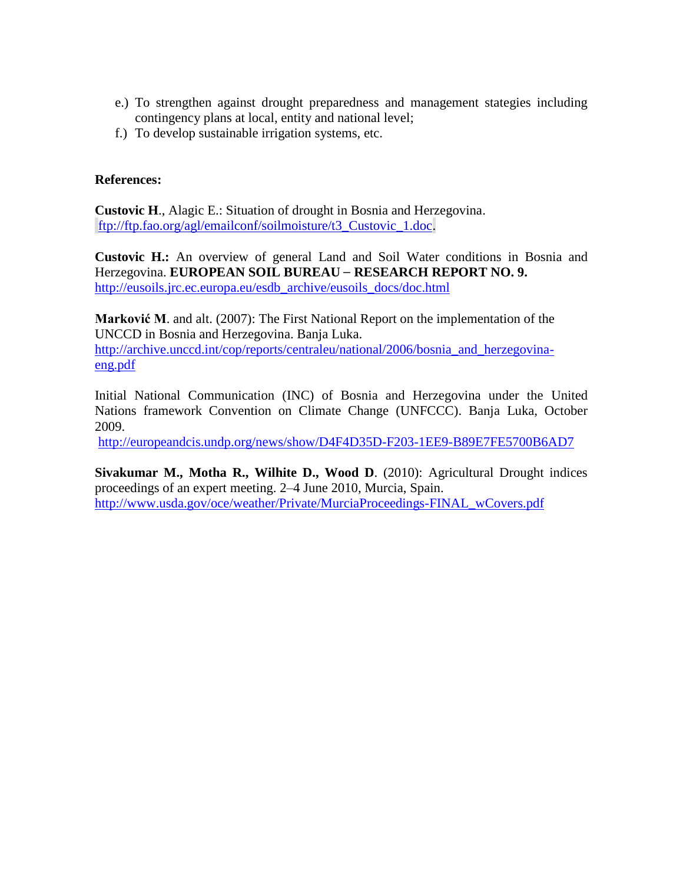e.) To strengthen against drought preparedness and management stategies including contingency plans at local, entity and national level;

f.) To develop sustainable irrigation systems, etc.

**References:**

**Custovic H**., Alagic E.: Situation of drought in Bosnia and Herzegovina. ftp://ftp.fao.org/agl/emailconf/soilmoisture/t3_Custovic_1.doc.

**Custovic H.:** An overview of general Land and Soil Water conditions in Bosnia and Herzegovina. **EUROPEAN SOIL BUREAU – RESEARCH REPORT NO. 9.** http://eusoils.jrc.ec.europa.eu/esdb_archive/eusoils_docs/doc.html

**Marković M**. and alt. (2007): The First National Report on the implementation of the UNCCD in Bosnia and Herzegovina. Banja Luka. http://archive.unccd.int/cop/reports/centraleu/national/2006/bosnia_and_herzegovina-eng.pdf

Initial National Communication (INC) of Bosnia and Herzegovina under the United Nations framework Convention on Climate Change (UNFCCC). Banja Luka, October 2009. http://europeandcis.undp.org/news/show/D4F4D35D-F203-1EE9-B89E7FE5700B6AD7

**Sivakumar M., Motha R., Wilhite D., Wood D**. (2010): Agricultural Drought indices proceedings of an expert meeting. 2–4 June 2010, Murcia, Spain. http://www.usda.gov/oce/weather/Private/MurciaProceedings-FINAL_wCovers.pdf